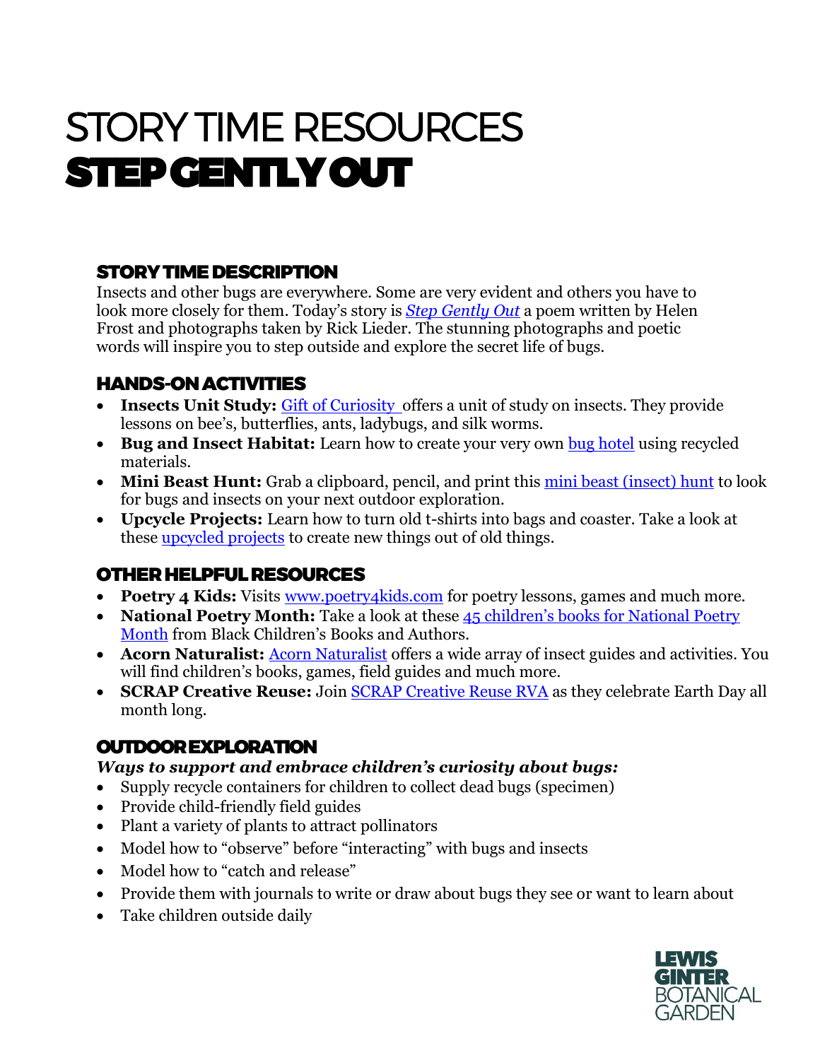# STORY TIME RESOURCES
# STEP GENTLY OUT

## STORY TIME DESCRIPTION

Insects and other bugs are everywhere. Some are very evident and others you have to look more closely for them. Today's story is *Step Gently Out* a poem written by Helen Frost and photographs taken by Rick Lieder. The stunning photographs and poetic words will inspire you to step outside and explore the secret life of bugs.

## HANDS-ON ACTIVITIES

- **Insects Unit Study:** Gift of Curiosity offers a unit of study on insects. They provide lessons on bee's, butterflies, ants, ladybugs, and silk worms.
- **Bug and Insect Habitat:** Learn how to create your very own bug hotel using recycled materials.
- **Mini Beast Hunt:** Grab a clipboard, pencil, and print this mini beast (insect) hunt to look for bugs and insects on your next outdoor exploration.
- **Upcycle Projects:** Learn how to turn old t-shirts into bags and coaster. Take a look at these upcycled projects to create new things out of old things.

## OTHER HELPFUL RESOURCES

- **Poetry 4 Kids:** Visits www.poetry4kids.com for poetry lessons, games and much more.
- **National Poetry Month:** Take a look at these 45 children's books for National Poetry Month from Black Children's Books and Authors.
- **Acorn Naturalist:** Acorn Naturalist offers a wide array of insect guides and activities. You will find children's books, games, field guides and much more.
- **SCRAP Creative Reuse:** Join SCRAP Creative Reuse RVA as they celebrate Earth Day all month long.

## OUTDOOR EXPLORATION

***Ways to support and embrace children's curiosity about bugs:***

- Supply recycle containers for children to collect dead bugs (specimen)
- Provide child-friendly field guides
- Plant a variety of plants to attract pollinators
- Model how to "observe" before "interacting" with bugs and insects
- Model how to "catch and release"
- Provide them with journals to write or draw about bugs they see or want to learn about
- Take children outside daily

LEWIS GINTER BOTANICAL GARDEN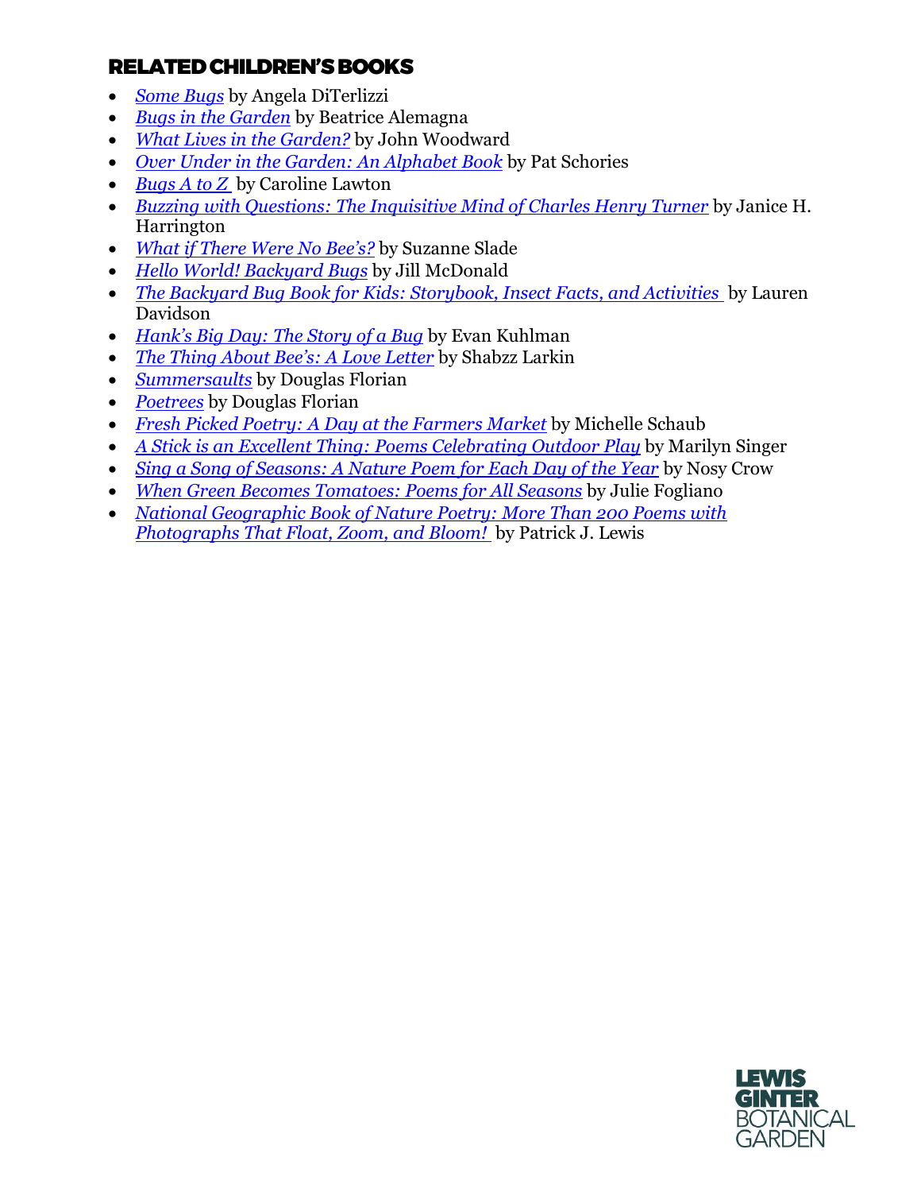## RELATED CHILDREN'S BOOKS

- *Some Bugs* by Angela DiTerlizzi
- *Bugs in the Garden* by Beatrice Alemagna
- *What Lives in the Garden?* by John Woodward
- *Over Under in the Garden: An Alphabet Book* by Pat Schories
- *Bugs A to Z* by Caroline Lawton
- *Buzzing with Questions: The Inquisitive Mind of Charles Henry Turner* by Janice H. Harrington
- *What if There Were No Bee's?* by Suzanne Slade
- *Hello World! Backyard Bugs* by Jill McDonald
- *The Backyard Bug Book for Kids: Storybook, Insect Facts, and Activities* by Lauren Davidson
- *Hank's Big Day: The Story of a Bug* by Evan Kuhlman
- *The Thing About Bee's: A Love Letter* by Shabzz Larkin
- *Summersaults* by Douglas Florian
- *Poetrees* by Douglas Florian
- *Fresh Picked Poetry: A Day at the Farmers Market* by Michelle Schaub
- *A Stick is an Excellent Thing: Poems Celebrating Outdoor Play* by Marilyn Singer
- *Sing a Song of Seasons: A Nature Poem for Each Day of the Year* by Nosy Crow
- *When Green Becomes Tomatoes: Poems for All Seasons* by Julie Fogliano
- *National Geographic Book of Nature Poetry: More Than 200 Poems with Photographs That Float, Zoom, and Bloom!* by Patrick J. Lewis

LEWIS GINTER BOTANICAL GARDEN